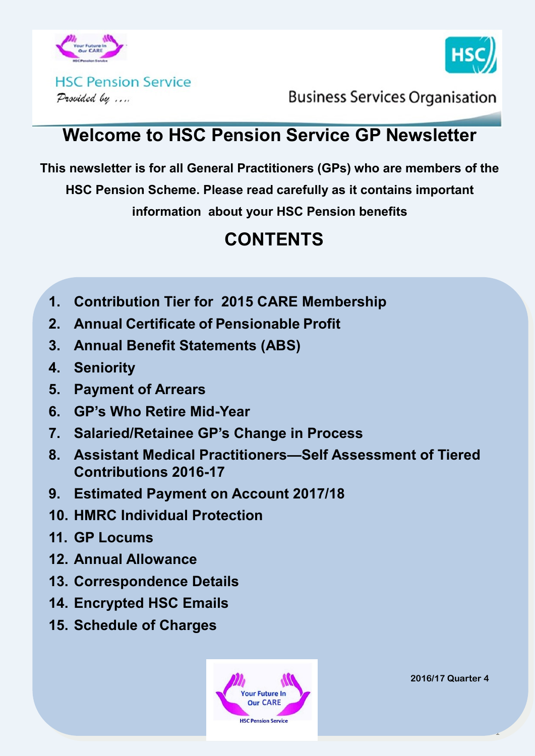HSC Pension Service

*Provided by ....*

Business Services Organisation

# Welcome to HSC Pension Service GP Newsletter

**This newsletter is for all General Practitioners (GPs) who are members of the HSC Pension Scheme. Please read carefully as it contains important information about your HSC Pension benefits**

## CONTENTS

1. Contribution Tier for 2015 CARE Membership
2. Annual Certificate of Pensionable Profit
3. Annual Benefit Statements (ABS)
4. Seniority
5. Payment of Arrears
6. GP's Who Retire Mid-Year
7. Salaried/Retainee GP's Change in Process
8. Assistant Medical Practitioners—Self Assessment of Tiered Contributions 2016-17
9. Estimated Payment on Account 2017/18
10. HMRC Individual Protection
11. GP Locums
12. Annual Allowance
13. Correspondence Details
14. Encrypted HSC Emails
15. Schedule of Charges

Your Future In Our CARE

HSC Pension Service

**2016/17 Quarter 4**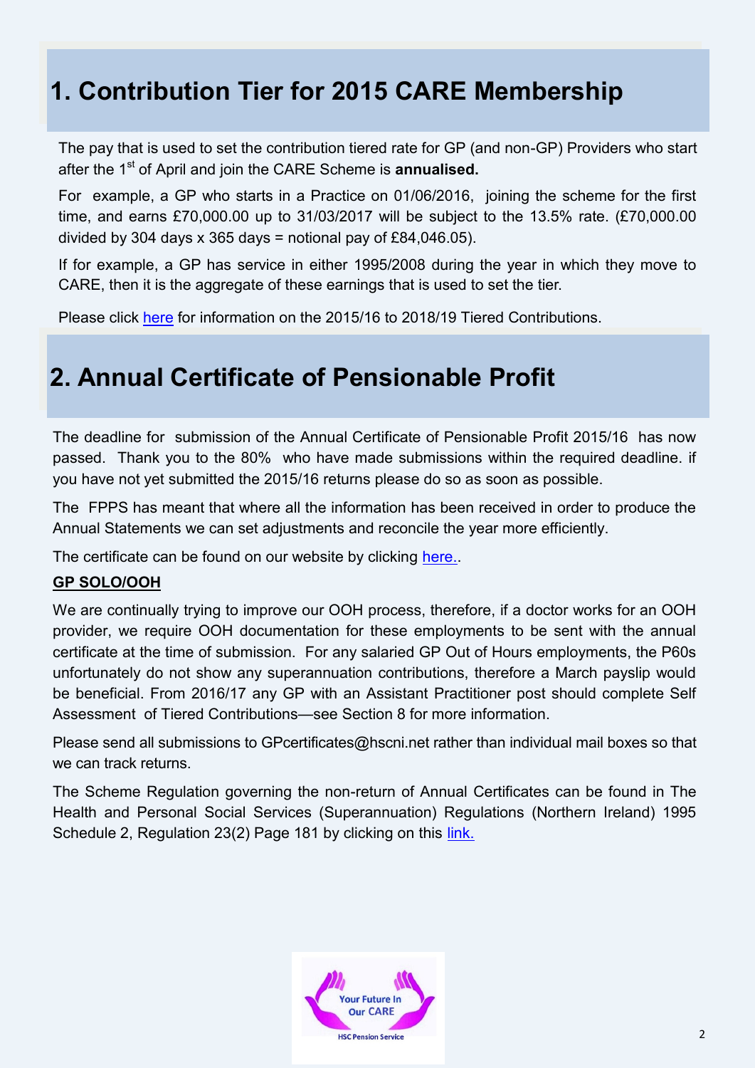## 1. Contribution Tier for 2015 CARE Membership

The pay that is used to set the contribution tiered rate for GP (and non-GP) Providers who start after the 1st of April and join the CARE Scheme is **annualised.**

For example, a GP who starts in a Practice on 01/06/2016, joining the scheme for the first time, and earns £70,000.00 up to 31/03/2017 will be subject to the 13.5% rate. (£70,000.00 divided by 304 days x 365 days = notional pay of £84,046.05).

If for example, a GP has service in either 1995/2008 during the year in which they move to CARE, then it is the aggregate of these earnings that is used to set the tier.

Please click here for information on the 2015/16 to 2018/19 Tiered Contributions.

## 2. Annual Certificate of Pensionable Profit

The deadline for submission of the Annual Certificate of Pensionable Profit 2015/16 has now passed. Thank you to the 80% who have made submissions within the required deadline. if you have not yet submitted the 2015/16 returns please do so as soon as possible.

The FPPS has meant that where all the information has been received in order to produce the Annual Statements we can set adjustments and reconcile the year more efficiently.

The certificate can be found on our website by clicking here..

**GP SOLO/OOH**

We are continually trying to improve our OOH process, therefore, if a doctor works for an OOH provider, we require OOH documentation for these employments to be sent with the annual certificate at the time of submission. For any salaried GP Out of Hours employments, the P60s unfortunately do not show any superannuation contributions, therefore a March payslip would be beneficial. From 2016/17 any GP with an Assistant Practitioner post should complete Self Assessment of Tiered Contributions—see Section 8 for more information.

Please send all submissions to GPcertificates@hscni.net rather than individual mail boxes so that we can track returns.

The Scheme Regulation governing the non-return of Annual Certificates can be found in The Health and Personal Social Services (Superannuation) Regulations (Northern Ireland) 1995 Schedule 2, Regulation 23(2) Page 181 by clicking on this link.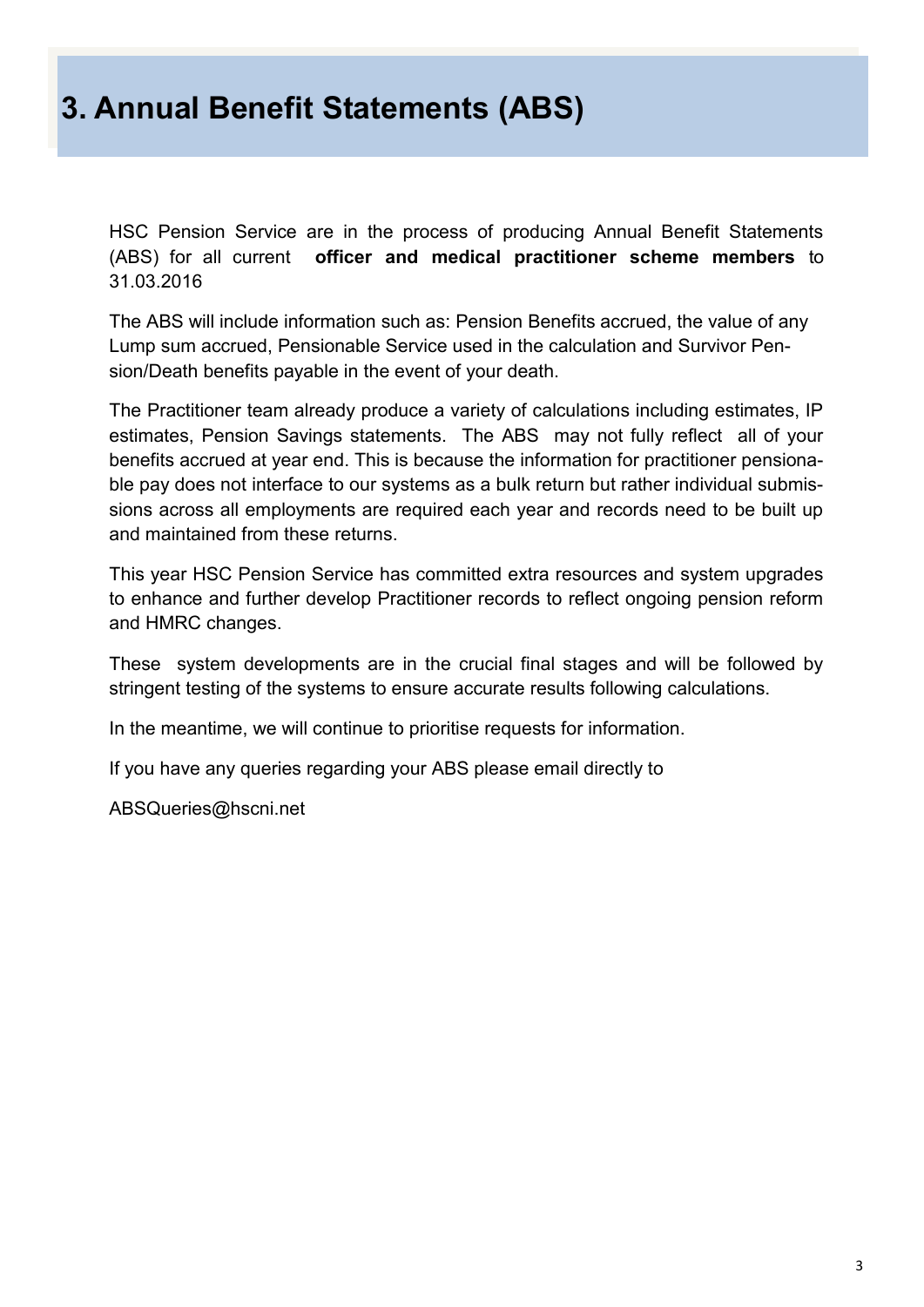# 3. Annual Benefit Statements (ABS)

HSC Pension Service are in the process of producing Annual Benefit Statements (ABS) for all current **officer and medical practitioner scheme members** to 31.03.2016

The ABS will include information such as: Pension Benefits accrued, the value of any Lump sum accrued, Pensionable Service used in the calculation and Survivor Pension/Death benefits payable in the event of your death.

The Practitioner team already produce a variety of calculations including estimates, IP estimates, Pension Savings statements. The ABS may not fully reflect all of your benefits accrued at year end. This is because the information for practitioner pensionable pay does not interface to our systems as a bulk return but rather individual submissions across all employments are required each year and records need to be built up and maintained from these returns.

This year HSC Pension Service has committed extra resources and system upgrades to enhance and further develop Practitioner records to reflect ongoing pension reform and HMRC changes.

These system developments are in the crucial final stages and will be followed by stringent testing of the systems to ensure accurate results following calculations.

In the meantime, we will continue to prioritise requests for information.

If you have any queries regarding your ABS please email directly to

ABSQueries@hscni.net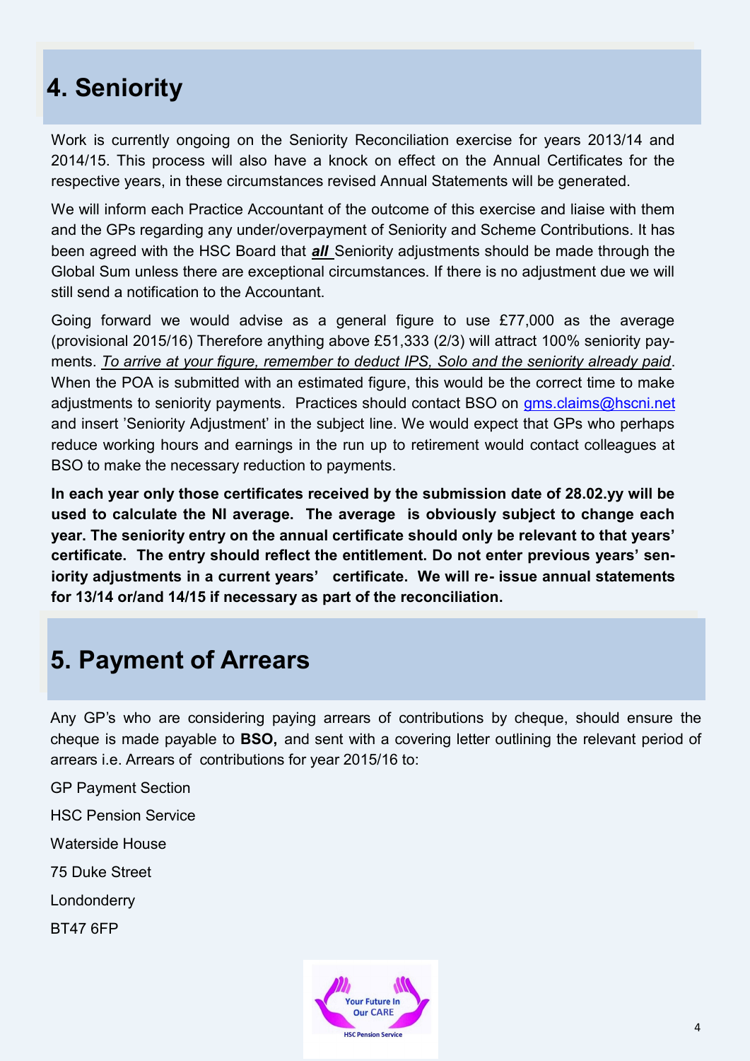## 4. Seniority

Work is currently ongoing on the Seniority Reconciliation exercise for years 2013/14 and 2014/15. This process will also have a knock on effect on the Annual Certificates for the respective years, in these circumstances revised Annual Statements will be generated.

We will inform each Practice Accountant of the outcome of this exercise and liaise with them and the GPs regarding any under/overpayment of Seniority and Scheme Contributions. It has been agreed with the HSC Board that ***all*** Seniority adjustments should be made through the Global Sum unless there are exceptional circumstances. If there is no adjustment due we will still send a notification to the Accountant.

Going forward we would advise as a general figure to use £77,000 as the average (provisional 2015/16) Therefore anything above £51,333 (2/3) will attract 100% seniority payments. *To arrive at your figure, remember to deduct IPS, Solo and the seniority already paid*. When the POA is submitted with an estimated figure, this would be the correct time to make adjustments to seniority payments. Practices should contact BSO on gms.claims@hscni.net and insert 'Seniority Adjustment' in the subject line. We would expect that GPs who perhaps reduce working hours and earnings in the run up to retirement would contact colleagues at BSO to make the necessary reduction to payments.

**In each year only those certificates received by the submission date of 28.02.yy will be used to calculate the NI average. The average is obviously subject to change each year. The seniority entry on the annual certificate should only be relevant to that years' certificate. The entry should reflect the entitlement. Do not enter previous years' seniority adjustments in a current years' certificate. We will re- issue annual statements for 13/14 or/and 14/15 if necessary as part of the reconciliation.**

## 5. Payment of Arrears

Any GP's who are considering paying arrears of contributions by cheque, should ensure the cheque is made payable to **BSO,** and sent with a covering letter outlining the relevant period of arrears i.e. Arrears of contributions for year 2015/16 to:

GP Payment Section

HSC Pension Service

Waterside House

75 Duke Street

Londonderry

BT47 6FP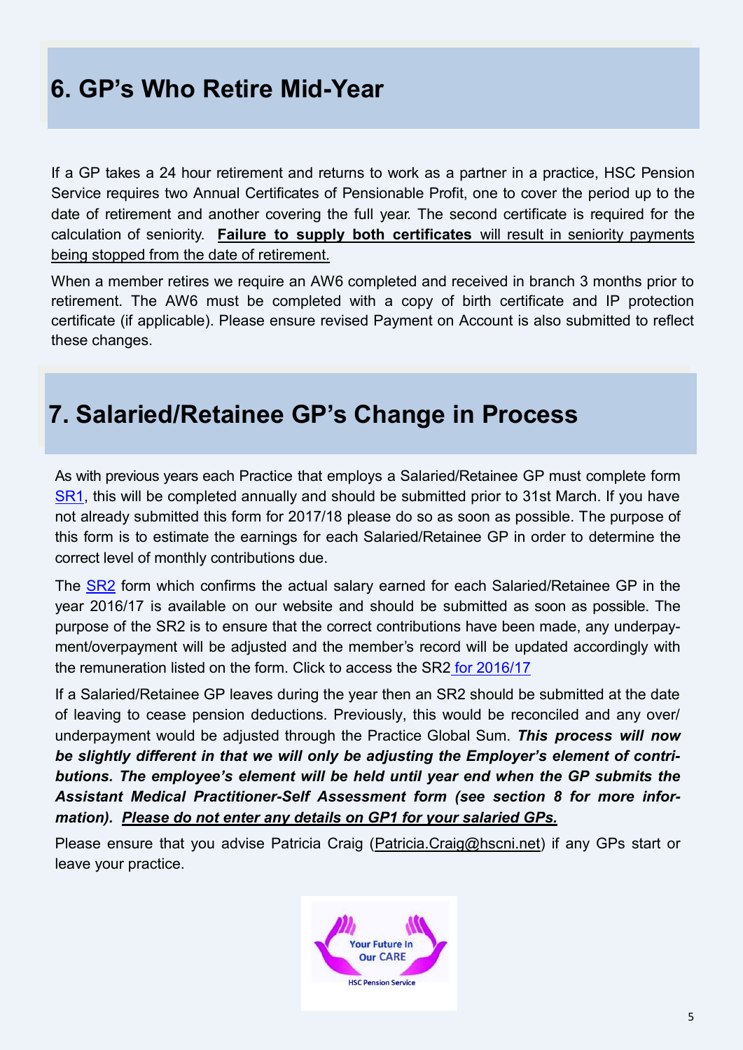## 6. GP's Who Retire Mid-Year

If a GP takes a 24 hour retirement and returns to work as a partner in a practice, HSC Pension Service requires two Annual Certificates of Pensionable Profit, one to cover the period up to the date of retirement and another covering the full year. The second certificate is required for the calculation of seniority. **Failure to supply both certificates** will result in seniority payments being stopped from the date of retirement.

When a member retires we require an AW6 completed and received in branch 3 months prior to retirement. The AW6 must be completed with a copy of birth certificate and IP protection certificate (if applicable). Please ensure revised Payment on Account is also submitted to reflect these changes.

## 7. Salaried/Retainee GP's Change in Process

As with previous years each Practice that employs a Salaried/Retainee GP must complete form SR1, this will be completed annually and should be submitted prior to 31st March. If you have not already submitted this form for 2017/18 please do so as soon as possible. The purpose of this form is to estimate the earnings for each Salaried/Retainee GP in order to determine the correct level of monthly contributions due.

The SR2 form which confirms the actual salary earned for each Salaried/Retainee GP in the year 2016/17 is available on our website and should be submitted as soon as possible. The purpose of the SR2 is to ensure that the correct contributions have been made, any underpayment/overpayment will be adjusted and the member's record will be updated accordingly with the remuneration listed on the form. Click to access the SR2 for 2016/17

If a Salaried/Retainee GP leaves during the year then an SR2 should be submitted at the date of leaving to cease pension deductions. Previously, this would be reconciled and any over/underpayment would be adjusted through the Practice Global Sum. ***This process will now be slightly different in that we will only be adjusting the Employer's element of contributions. The employee's element will be held until year end when the GP submits the Assistant Medical Practitioner-Self Assessment form (see section 8 for more information).*** ***Please do not enter any details on GP1 for your salaried GPs.***

Please ensure that you advise Patricia Craig (Patricia.Craig@hscni.net) if any GPs start or leave your practice.

Your Future In Our CARE

HSC Pension Service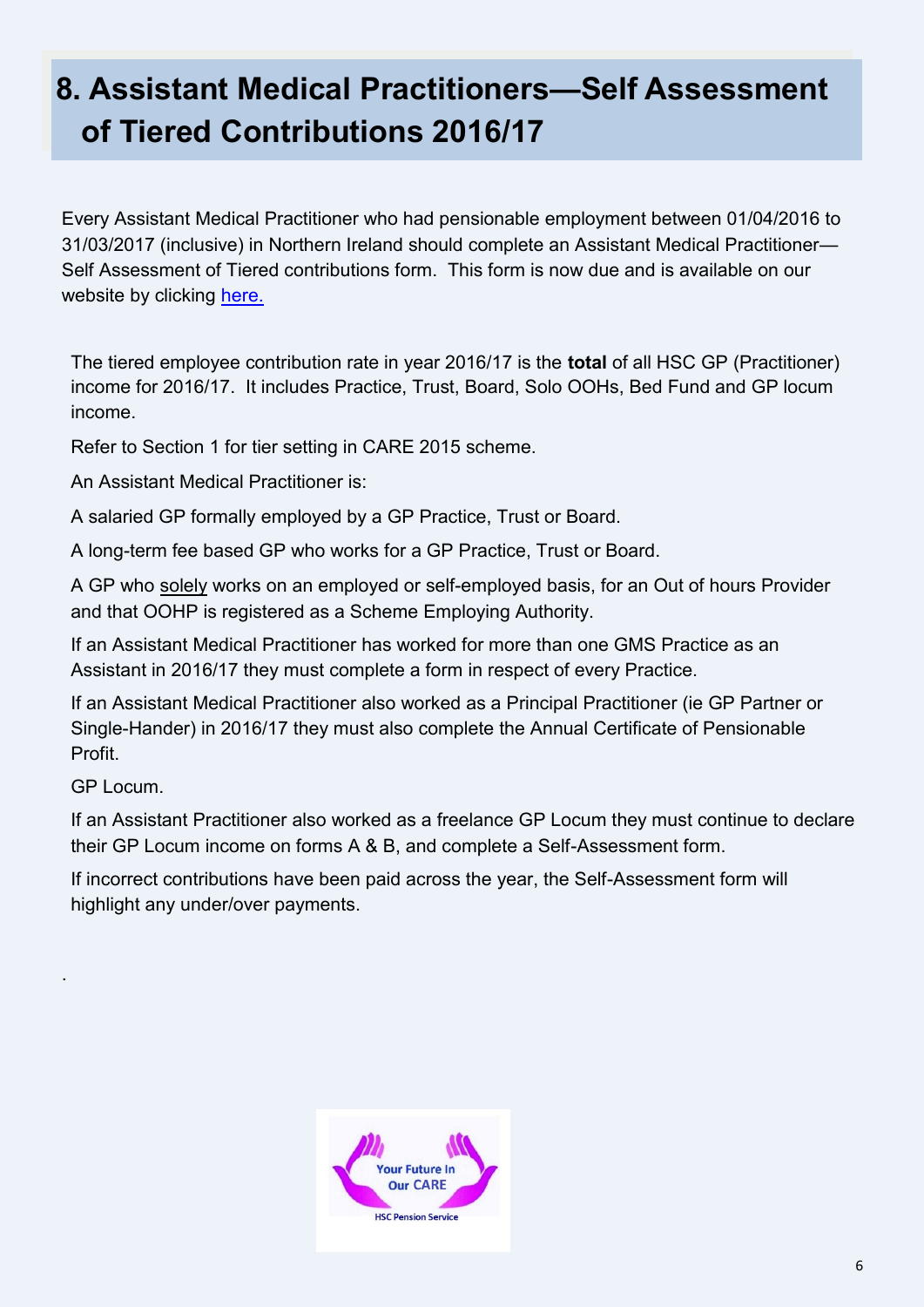# 8. Assistant Medical Practitioners—Self Assessment of Tiered Contributions 2016/17

Every Assistant Medical Practitioner who had pensionable employment between 01/04/2016 to 31/03/2017 (inclusive) in Northern Ireland should complete an Assistant Medical Practitioner—Self Assessment of Tiered contributions form. This form is now due and is available on our website by clicking [here.]

The tiered employee contribution rate in year 2016/17 is the **total** of all HSC GP (Practitioner) income for 2016/17. It includes Practice, Trust, Board, Solo OOHs, Bed Fund and GP locum income.

Refer to Section 1 for tier setting in CARE 2015 scheme.

An Assistant Medical Practitioner is:

A salaried GP formally employed by a GP Practice, Trust or Board.

A long-term fee based GP who works for a GP Practice, Trust or Board.

A GP who solely works on an employed or self-employed basis, for an Out of hours Provider and that OOHP is registered as a Scheme Employing Authority.

If an Assistant Medical Practitioner has worked for more than one GMS Practice as an Assistant in 2016/17 they must complete a form in respect of every Practice.

If an Assistant Medical Practitioner also worked as a Principal Practitioner (ie GP Partner or Single-Hander) in 2016/17 they must also complete the Annual Certificate of Pensionable Profit.

GP Locum.

If an Assistant Practitioner also worked as a freelance GP Locum they must continue to declare their GP Locum income on forms A & B, and complete a Self-Assessment form.

If incorrect contributions have been paid across the year, the Self-Assessment form will highlight any under/over payments.

.

Your Future In Our CARE

HSC Pension Service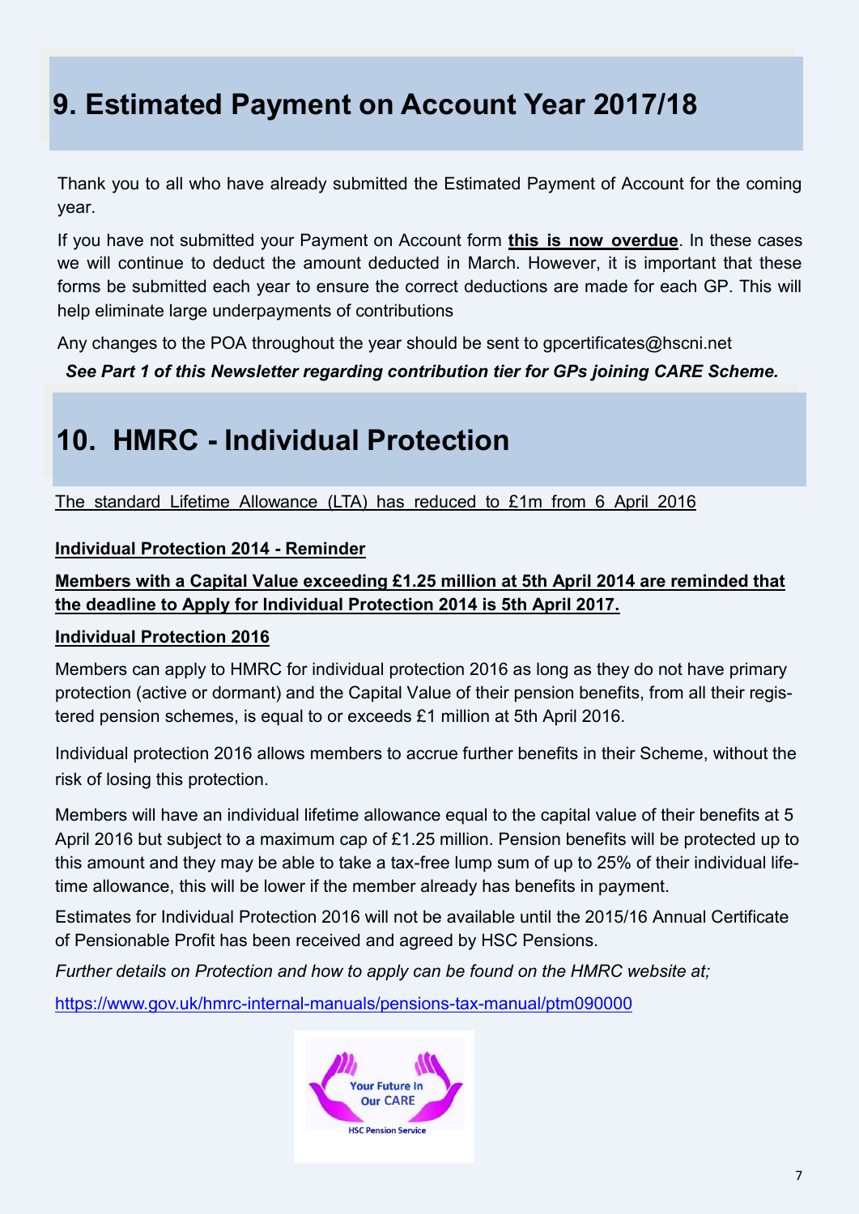# 9. Estimated Payment on Account Year 2017/18

Thank you to all who have already submitted the Estimated Payment of Account for the coming year.

If you have not submitted your Payment on Account form **this is now overdue**. In these cases we will continue to deduct the amount deducted in March. However, it is important that these forms be submitted each year to ensure the correct deductions are made for each GP. This will help eliminate large underpayments of contributions

Any changes to the POA throughout the year should be sent to gpcertificates@hscni.net

***See Part 1 of this Newsletter regarding contribution tier for GPs joining CARE Scheme.***

# 10. HMRC - Individual Protection

The standard Lifetime Allowance (LTA) has reduced to £1m from 6 April 2016

**Individual Protection 2014 - Reminder**

**Members with a Capital Value exceeding £1.25 million at 5th April 2014 are reminded that the deadline to Apply for Individual Protection 2014 is 5th April 2017.**

**Individual Protection 2016**

Members can apply to HMRC for individual protection 2016 as long as they do not have primary protection (active or dormant) and the Capital Value of their pension benefits, from all their registered pension schemes, is equal to or exceeds £1 million at 5th April 2016.

Individual protection 2016 allows members to accrue further benefits in their Scheme, without the risk of losing this protection.

Members will have an individual lifetime allowance equal to the capital value of their benefits at 5 April 2016 but subject to a maximum cap of £1.25 million. Pension benefits will be protected up to this amount and they may be able to take a tax-free lump sum of up to 25% of their individual lifetime allowance, this will be lower if the member already has benefits in payment.

Estimates for Individual Protection 2016 will not be available until the 2015/16 Annual Certificate of Pensionable Profit has been received and agreed by HSC Pensions.

*Further details on Protection and how to apply can be found on the HMRC website at;*

https://www.gov.uk/hmrc-internal-manuals/pensions-tax-manual/ptm090000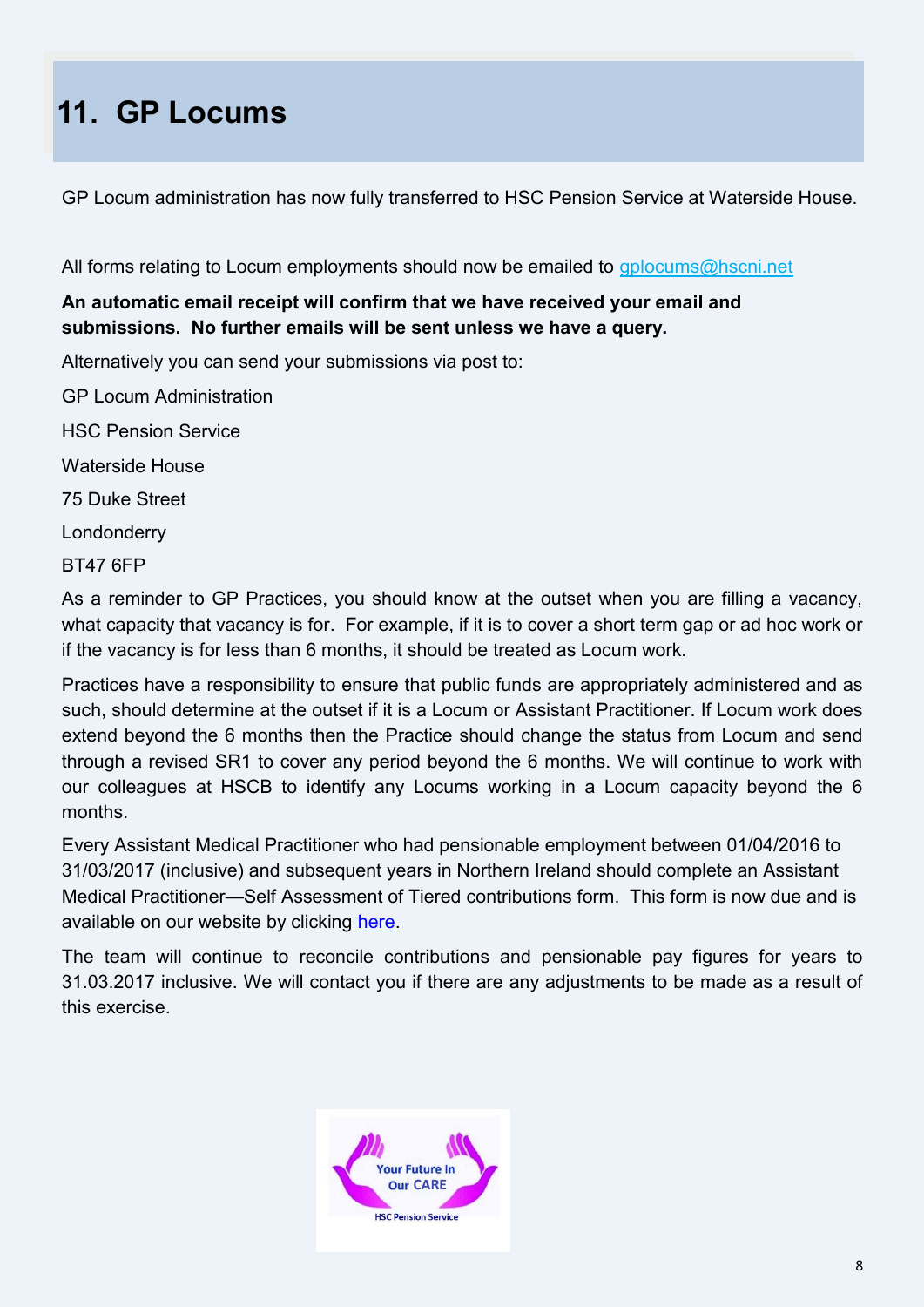# 11. GP Locums

GP Locum administration has now fully transferred to HSC Pension Service at Waterside House.

All forms relating to Locum employments should now be emailed to gplocums@hscni.net

**An automatic email receipt will confirm that we have received your email and submissions. No further emails will be sent unless we have a query.**

Alternatively you can send your submissions via post to:

GP Locum Administration

HSC Pension Service

Waterside House

75 Duke Street

Londonderry

BT47 6FP

As a reminder to GP Practices, you should know at the outset when you are filling a vacancy, what capacity that vacancy is for. For example, if it is to cover a short term gap or ad hoc work or if the vacancy is for less than 6 months, it should be treated as Locum work.

Practices have a responsibility to ensure that public funds are appropriately administered and as such, should determine at the outset if it is a Locum or Assistant Practitioner. If Locum work does extend beyond the 6 months then the Practice should change the status from Locum and send through a revised SR1 to cover any period beyond the 6 months. We will continue to work with our colleagues at HSCB to identify any Locums working in a Locum capacity beyond the 6 months.

Every Assistant Medical Practitioner who had pensionable employment between 01/04/2016 to 31/03/2017 (inclusive) and subsequent years in Northern Ireland should complete an Assistant Medical Practitioner—Self Assessment of Tiered contributions form. This form is now due and is available on our website by clicking here.

The team will continue to reconcile contributions and pensionable pay figures for years to 31.03.2017 inclusive. We will contact you if there are any adjustments to be made as a result of this exercise.

Your Future In Our CARE

HSC Pension Service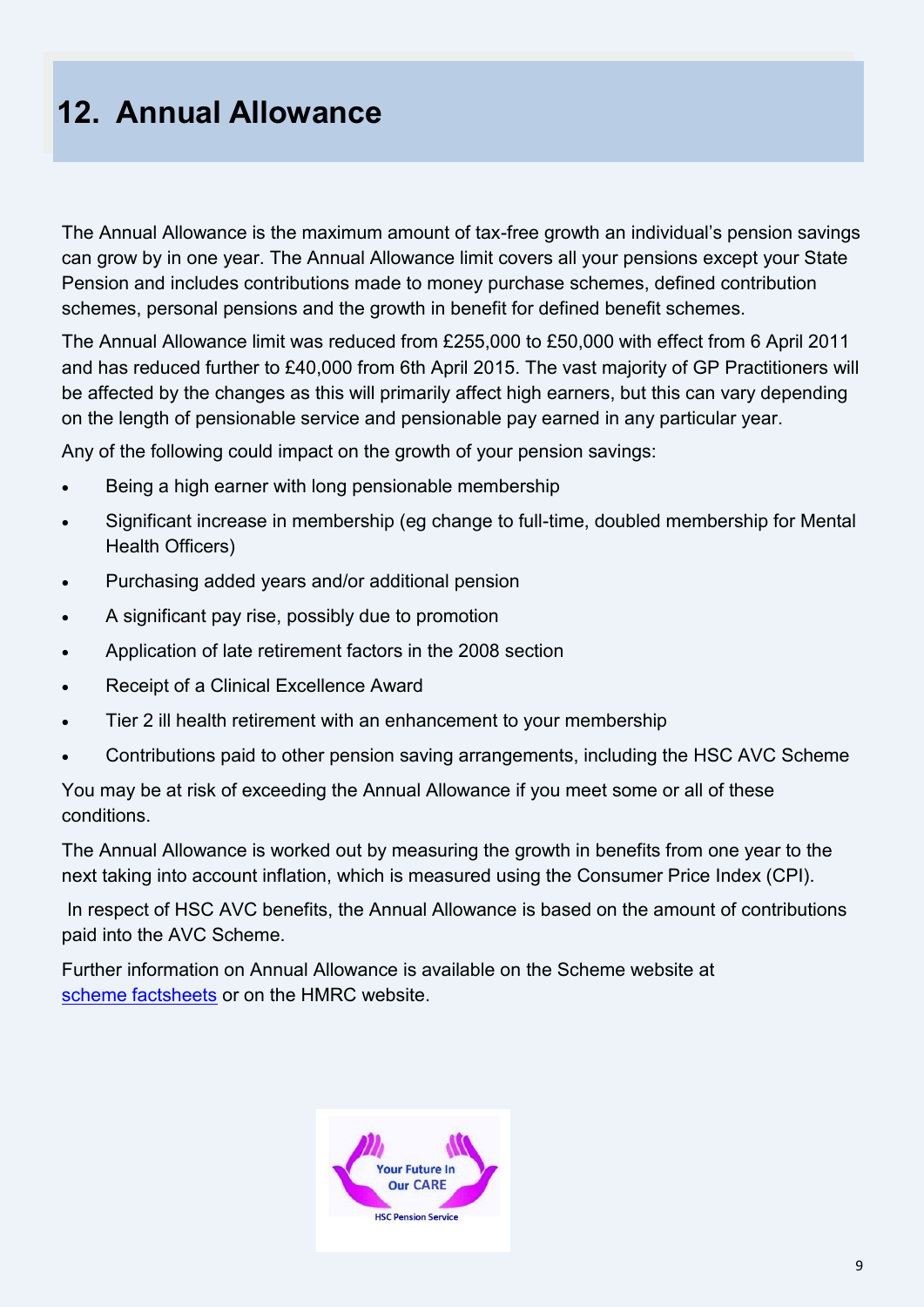# 12. Annual Allowance

The Annual Allowance is the maximum amount of tax-free growth an individual's pension savings can grow by in one year. The Annual Allowance limit covers all your pensions except your State Pension and includes contributions made to money purchase schemes, defined contribution schemes, personal pensions and the growth in benefit for defined benefit schemes.

The Annual Allowance limit was reduced from £255,000 to £50,000 with effect from 6 April 2011 and has reduced further to £40,000 from 6th April 2015. The vast majority of GP Practitioners will be affected by the changes as this will primarily affect high earners, but this can vary depending on the length of pensionable service and pensionable pay earned in any particular year.

Any of the following could impact on the growth of your pension savings:

- Being a high earner with long pensionable membership
- Significant increase in membership (eg change to full-time, doubled membership for Mental Health Officers)
- Purchasing added years and/or additional pension
- A significant pay rise, possibly due to promotion
- Application of late retirement factors in the 2008 section
- Receipt of a Clinical Excellence Award
- Tier 2 ill health retirement with an enhancement to your membership
- Contributions paid to other pension saving arrangements, including the HSC AVC Scheme

You may be at risk of exceeding the Annual Allowance if you meet some or all of these conditions.

The Annual Allowance is worked out by measuring the growth in benefits from one year to the next taking into account inflation, which is measured using the Consumer Price Index (CPI).

In respect of HSC AVC benefits, the Annual Allowance is based on the amount of contributions paid into the AVC Scheme.

Further information on Annual Allowance is available on the Scheme website at scheme factsheets or on the HMRC website.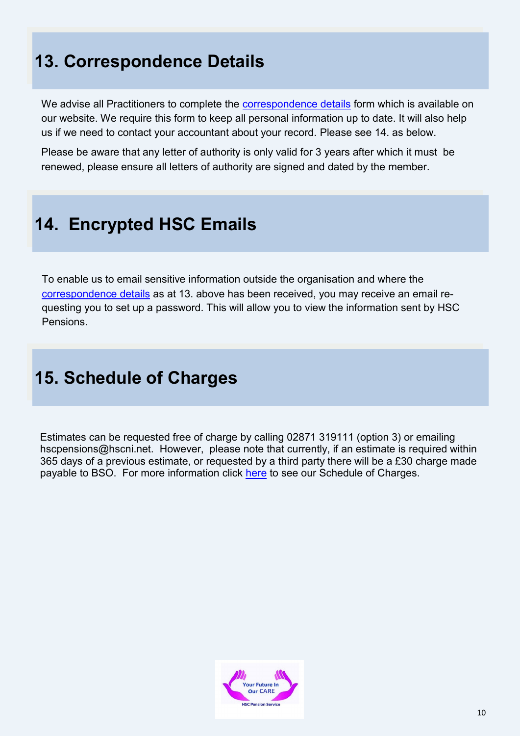## 13. Correspondence Details

We advise all Practitioners to complete the correspondence details form which is available on our website. We require this form to keep all personal information up to date. It will also help us if we need to contact your accountant about your record. Please see 14. as below.

Please be aware that any letter of authority is only valid for 3 years after which it must be renewed, please ensure all letters of authority are signed and dated by the member.

## 14. Encrypted HSC Emails

To enable us to email sensitive information outside the organisation and where the correspondence details as at 13. above has been received, you may receive an email requesting you to set up a password. This will allow you to view the information sent by HSC Pensions.

## 15. Schedule of Charges

Estimates can be requested free of charge by calling 02871 319111 (option 3) or emailing hscpensions@hscni.net. However, please note that currently, if an estimate is required within 365 days of a previous estimate, or requested by a third party there will be a £30 charge made payable to BSO. For more information click here to see our Schedule of Charges.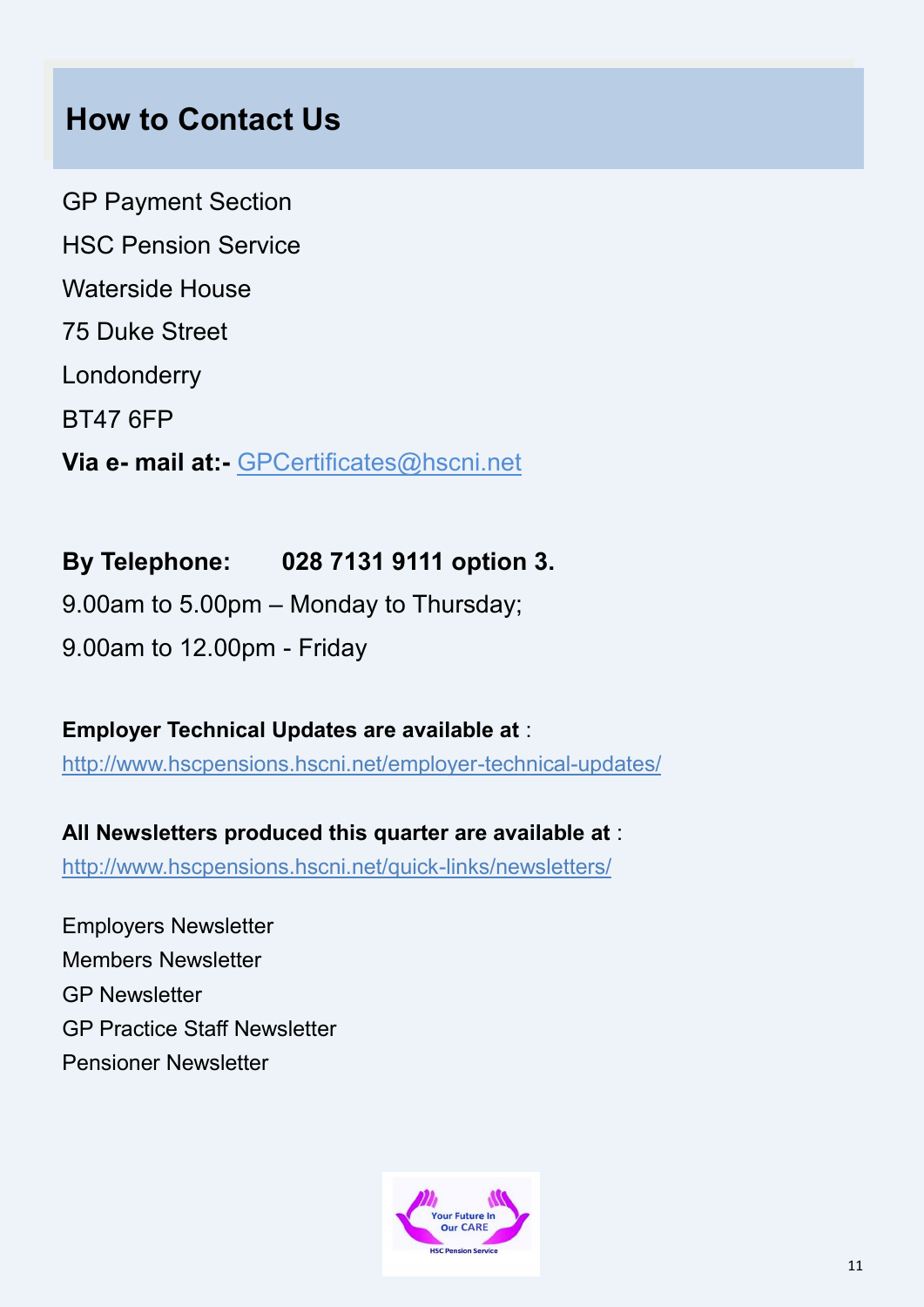# How to Contact Us

GP Payment Section

HSC Pension Service

Waterside House

75 Duke Street

Londonderry

BT47 6FP

**Via e- mail at:-** GPCertificates@hscni.net

**By Telephone: 028 7131 9111 option 3.**

9.00am to 5.00pm – Monday to Thursday;

9.00am to 12.00pm - Friday

**Employer Technical Updates are available at** :
http://www.hscpensions.hscni.net/employer-technical-updates/

**All Newsletters produced this quarter are available at** :
http://www.hscpensions.hscni.net/quick-links/newsletters/

Employers Newsletter
Members Newsletter
GP Newsletter
GP Practice Staff Newsletter
Pensioner Newsletter